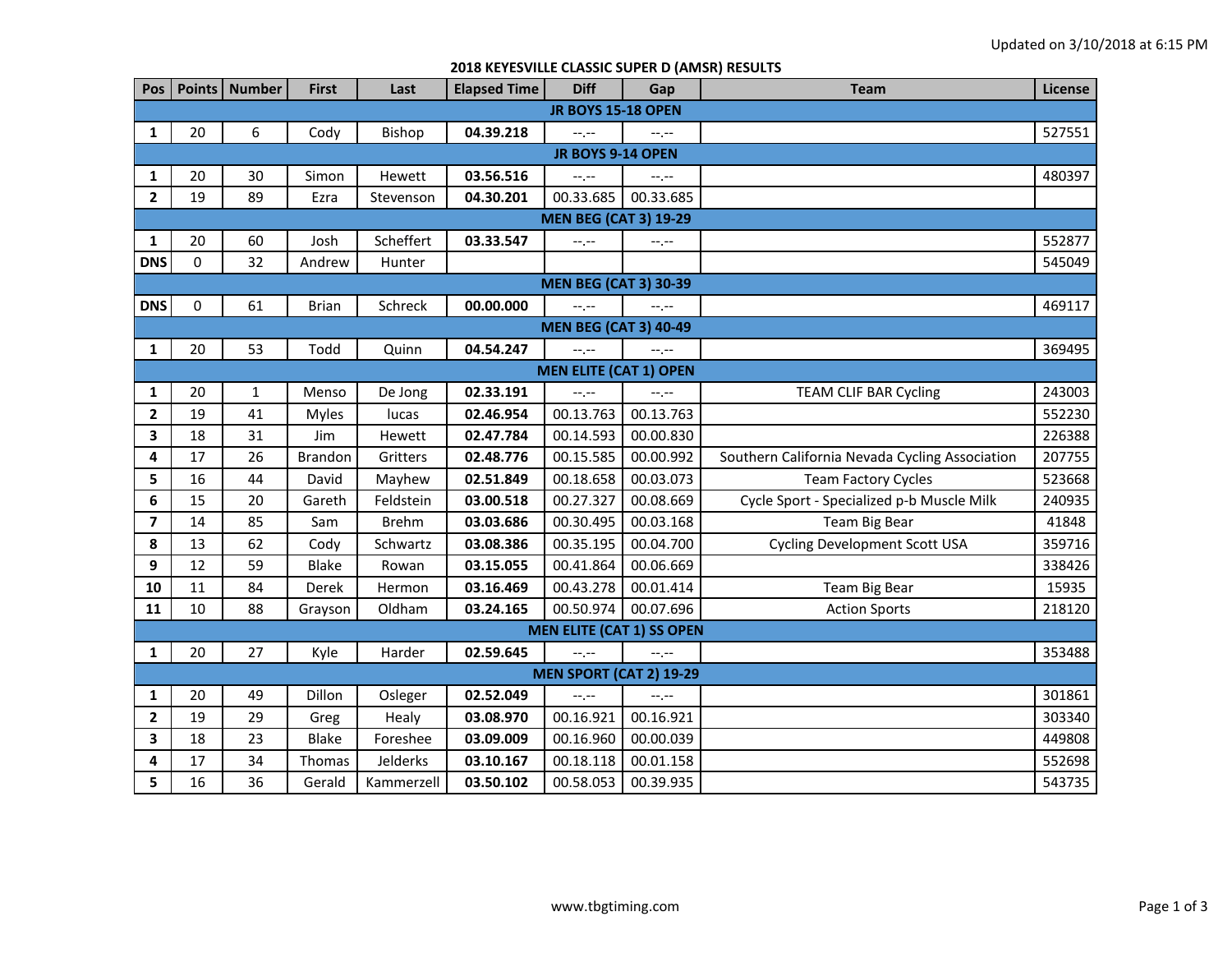Updated on 3/10/2018 at 6:15 PM

# 2018 KEYESVILLE CLASSIC SUPER D (AMSR) RESULTS

| Pos | Points | Number | First | Last | Elapsed Time | Diff | Gap | Team | License |
|---|---|---|---|---|---|---|---|---|---|
| **JR BOYS 15-18 OPEN** | | | | | | | | | |
| **1** | 20 | 6 | Cody | Bishop | **04.39.218** | --.-- | --.-- | | 527551 |
| **JR BOYS 9-14 OPEN** | | | | | | | | | |
| **1** | 20 | 30 | Simon | Hewett | **03.56.516** | --.-- | --.-- | | 480397 |
| **2** | 19 | 89 | Ezra | Stevenson | **04.30.201** | 00.33.685 | 00.33.685 | | |
| **MEN BEG (CAT 3) 19-29** | | | | | | | | | |
| **1** | 20 | 60 | Josh | Scheffert | **03.33.547** | --.-- | --.-- | | 552877 |
| **DNS** | 0 | 32 | Andrew | Hunter | | | | | 545049 |
| **MEN BEG (CAT 3) 30-39** | | | | | | | | | |
| **DNS** | 0 | 61 | Brian | Schreck | **00.00.000** | --.-- | --.-- | | 469117 |
| **MEN BEG (CAT 3) 40-49** | | | | | | | | | |
| **1** | 20 | 53 | Todd | Quinn | **04.54.247** | --.-- | --.-- | | 369495 |
| **MEN ELITE (CAT 1) OPEN** | | | | | | | | | |
| **1** | 20 | 1 | Menso | De Jong | **02.33.191** | --.-- | --.-- | TEAM CLIF BAR Cycling | 243003 |
| **2** | 19 | 41 | Myles | lucas | **02.46.954** | 00.13.763 | 00.13.763 | | 552230 |
| **3** | 18 | 31 | Jim | Hewett | **02.47.784** | 00.14.593 | 00.00.830 | | 226388 |
| **4** | 17 | 26 | Brandon | Gritters | **02.48.776** | 00.15.585 | 00.00.992 | Southern California Nevada Cycling Association | 207755 |
| **5** | 16 | 44 | David | Mayhew | **02.51.849** | 00.18.658 | 00.03.073 | Team Factory Cycles | 523668 |
| **6** | 15 | 20 | Gareth | Feldstein | **03.00.518** | 00.27.327 | 00.08.669 | Cycle Sport - Specialized p-b Muscle Milk | 240935 |
| **7** | 14 | 85 | Sam | Brehm | **03.03.686** | 00.30.495 | 00.03.168 | Team Big Bear | 41848 |
| **8** | 13 | 62 | Cody | Schwartz | **03.08.386** | 00.35.195 | 00.04.700 | Cycling Development Scott USA | 359716 |
| **9** | 12 | 59 | Blake | Rowan | **03.15.055** | 00.41.864 | 00.06.669 | | 338426 |
| **10** | 11 | 84 | Derek | Hermon | **03.16.469** | 00.43.278 | 00.01.414 | Team Big Bear | 15935 |
| **11** | 10 | 88 | Grayson | Oldham | **03.24.165** | 00.50.974 | 00.07.696 | Action Sports | 218120 |
| **MEN ELITE (CAT 1) SS OPEN** | | | | | | | | | |
| **1** | 20 | 27 | Kyle | Harder | **02.59.645** | --.-- | --.-- | | 353488 |
| **MEN SPORT (CAT 2) 19-29** | | | | | | | | | |
| **1** | 20 | 49 | Dillon | Osleger | **02.52.049** | --.-- | --.-- | | 301861 |
| **2** | 19 | 29 | Greg | Healy | **03.08.970** | 00.16.921 | 00.16.921 | | 303340 |
| **3** | 18 | 23 | Blake | Foreshee | **03.09.009** | 00.16.960 | 00.00.039 | | 449808 |
| **4** | 17 | 34 | Thomas | Jelderks | **03.10.167** | 00.18.118 | 00.01.158 | | 552698 |
| **5** | 16 | 36 | Gerald | Kammerzell | **03.50.102** | 00.58.053 | 00.39.935 | | 543735 |

www.tbgtiming.com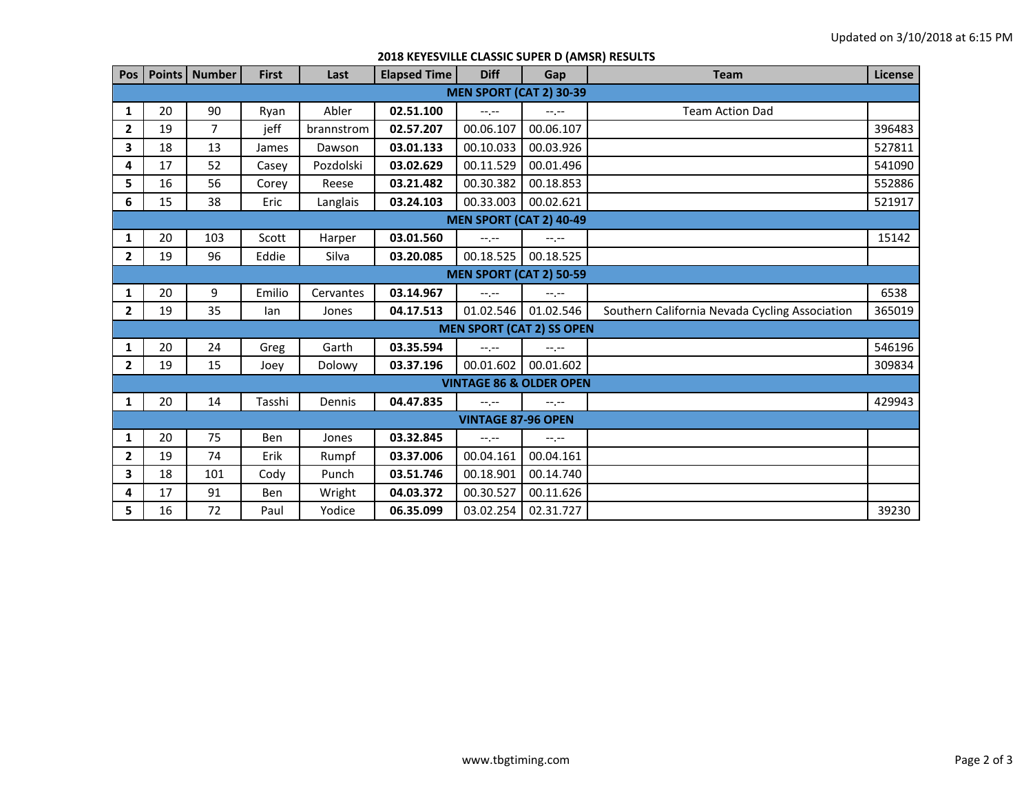Updated on 3/10/2018 at 6:15 PM

## 2018 KEYESVILLE CLASSIC SUPER D (AMSR) RESULTS

| Pos | Points | Number | First | Last | Elapsed Time | Diff | Gap | Team | License |
|---|---|---|---|---|---|---|---|---|---|
| **MEN SPORT (CAT 2) 30-39** | | | | | | | | | |
| **1** | 20 | 90 | Ryan | Abler | **02.51.100** | --.-- | --.-- | Team Action Dad | |
| **2** | 19 | 7 | jeff | brannstrom | **02.57.207** | 00.06.107 | 00.06.107 | | 396483 |
| **3** | 18 | 13 | James | Dawson | **03.01.133** | 00.10.033 | 00.03.926 | | 527811 |
| **4** | 17 | 52 | Casey | Pozdolski | **03.02.629** | 00.11.529 | 00.01.496 | | 541090 |
| **5** | 16 | 56 | Corey | Reese | **03.21.482** | 00.30.382 | 00.18.853 | | 552886 |
| **6** | 15 | 38 | Eric | Langlais | **03.24.103** | 00.33.003 | 00.02.621 | | 521917 |
| **MEN SPORT (CAT 2) 40-49** | | | | | | | | | |
| **1** | 20 | 103 | Scott | Harper | **03.01.560** | --.-- | --.-- | | 15142 |
| **2** | 19 | 96 | Eddie | Silva | **03.20.085** | 00.18.525 | 00.18.525 | | |
| **MEN SPORT (CAT 2) 50-59** | | | | | | | | | |
| **1** | 20 | 9 | Emilio | Cervantes | **03.14.967** | --.-- | --.-- | | 6538 |
| **2** | 19 | 35 | Ian | Jones | **04.17.513** | 01.02.546 | 01.02.546 | Southern California Nevada Cycling Association | 365019 |
| **MEN SPORT (CAT 2) SS OPEN** | | | | | | | | | |
| **1** | 20 | 24 | Greg | Garth | **03.35.594** | --.-- | --.-- | | 546196 |
| **2** | 19 | 15 | Joey | Dolowy | **03.37.196** | 00.01.602 | 00.01.602 | | 309834 |
| **VINTAGE 86 & OLDER OPEN** | | | | | | | | | |
| **1** | 20 | 14 | Tasshi | Dennis | **04.47.835** | --.-- | --.-- | | 429943 |
| **VINTAGE 87-96 OPEN** | | | | | | | | | |
| **1** | 20 | 75 | Ben | Jones | **03.32.845** | --.-- | --.-- | | |
| **2** | 19 | 74 | Erik | Rumpf | **03.37.006** | 00.04.161 | 00.04.161 | | |
| **3** | 18 | 101 | Cody | Punch | **03.51.746** | 00.18.901 | 00.14.740 | | |
| **4** | 17 | 91 | Ben | Wright | **04.03.372** | 00.30.527 | 00.11.626 | | |
| **5** | 16 | 72 | Paul | Yodice | **06.35.099** | 03.02.254 | 02.31.727 | | 39230 |

www.tbgtiming.com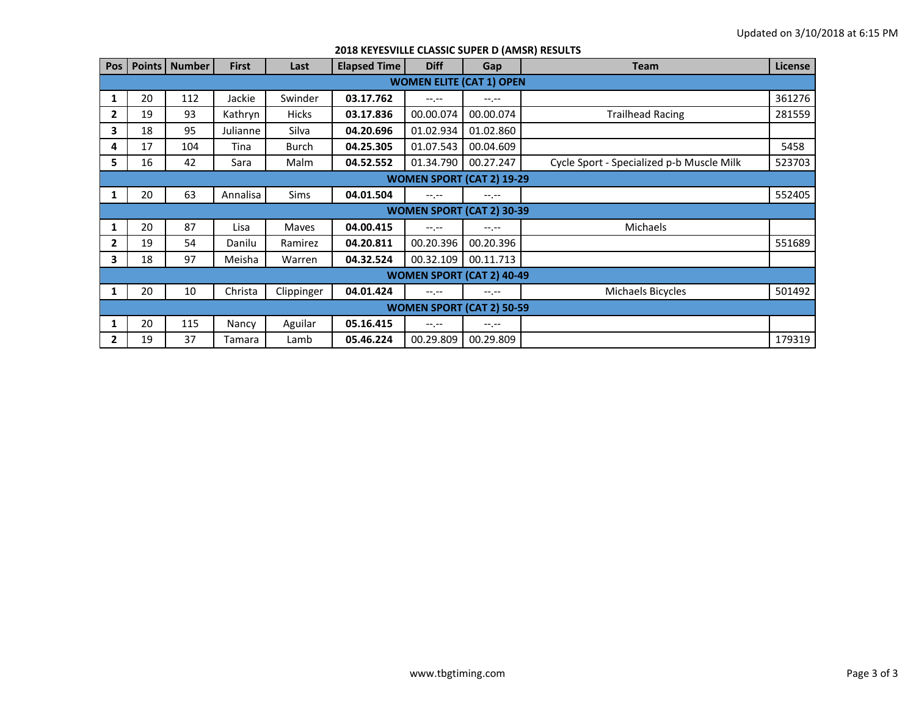Updated on 3/10/2018 at 6:15 PM

## 2018 KEYESVILLE CLASSIC SUPER D (AMSR) RESULTS

| Pos | Points | Number | First | Last | Elapsed Time | Diff | Gap | Team | License |
|---|---|---|---|---|---|---|---|---|---|
| **WOMEN ELITE (CAT 1) OPEN** | | | | | | | | | |
| **1** | 20 | 112 | Jackie | Swinder | **03.17.762** | --.-- | --.-- | | 361276 |
| **2** | 19 | 93 | Kathryn | Hicks | **03.17.836** | 00.00.074 | 00.00.074 | Trailhead Racing | 281559 |
| **3** | 18 | 95 | Julianne | Silva | **04.20.696** | 01.02.934 | 01.02.860 | | |
| **4** | 17 | 104 | Tina | Burch | **04.25.305** | 01.07.543 | 00.04.609 | | 5458 |
| **5** | 16 | 42 | Sara | Malm | **04.52.552** | 01.34.790 | 00.27.247 | Cycle Sport - Specialized p-b Muscle Milk | 523703 |
| **WOMEN SPORT (CAT 2) 19-29** | | | | | | | | | |
| **1** | 20 | 63 | Annalisa | Sims | **04.01.504** | --.-- | --.-- | | 552405 |
| **WOMEN SPORT (CAT 2) 30-39** | | | | | | | | | |
| **1** | 20 | 87 | Lisa | Maves | **04.00.415** | --.-- | --.-- | Michaels | |
| **2** | 19 | 54 | Danilu | Ramirez | **04.20.811** | 00.20.396 | 00.20.396 | | 551689 |
| **3** | 18 | 97 | Meisha | Warren | **04.32.524** | 00.32.109 | 00.11.713 | | |
| **WOMEN SPORT (CAT 2) 40-49** | | | | | | | | | |
| **1** | 20 | 10 | Christa | Clippinger | **04.01.424** | --.-- | --.-- | Michaels Bicycles | 501492 |
| **WOMEN SPORT (CAT 2) 50-59** | | | | | | | | | |
| **1** | 20 | 115 | Nancy | Aguilar | **05.16.415** | --.-- | --.-- | | |
| **2** | 19 | 37 | Tamara | Lamb | **05.46.224** | 00.29.809 | 00.29.809 | | 179319 |

www.tbgtiming.com